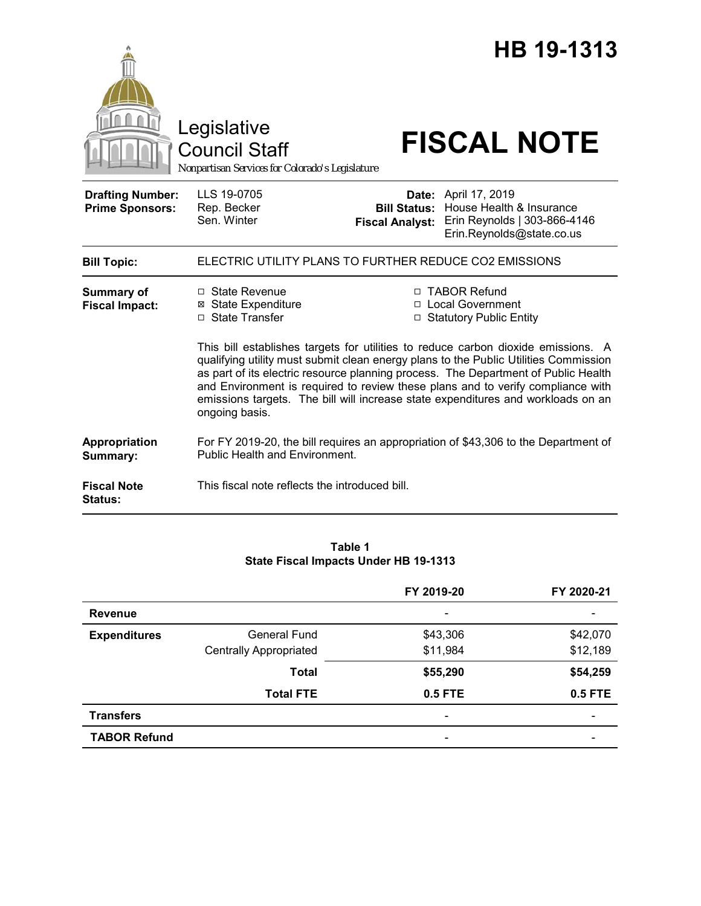# HB 19-1313

Legislative Council Staff

*Nonpartisan Services for Colorado's Legislature*

# FISCAL NOTE

| | | | |
|---|---|---|---|
| **Drafting Number:** | LLS 19-0705 | **Date:** | April 17, 2019 |
| **Prime Sponsors:** | Rep. Becker<br>Sen. Winter | **Bill Status:** | House Health & Insurance |
| | | **Fiscal Analyst:** | Erin Reynolds \| 303-866-4146<br>Erin.Reynolds@state.co.us |

**Bill Topic:** ELECTRIC UTILITY PLANS TO FURTHER REDUCE CO2 EMISSIONS

**Summary of Fiscal Impact:**

- ☐ State Revenue
- ☒ State Expenditure
- ☐ State Transfer
- ☐ TABOR Refund
- ☐ Local Government
- ☐ Statutory Public Entity

This bill establishes targets for utilities to reduce carbon dioxide emissions. A qualifying utility must submit clean energy plans to the Public Utilities Commission as part of its electric resource planning process. The Department of Public Health and Environment is required to review these plans and to verify compliance with emissions targets. The bill will increase state expenditures and workloads on an ongoing basis.

**Appropriation Summary:** For FY 2019-20, the bill requires an appropriation of $43,306 to the Department of Public Health and Environment.

**Fiscal Note Status:** This fiscal note reflects the introduced bill.

**Table 1**
**State Fiscal Impacts Under HB 19-1313**

| | | FY 2019-20 | FY 2020-21 |
|---|---|---|---|
| **Revenue** | | - | - |
| **Expenditures** | General Fund | $43,306 | $42,070 |
| | Centrally Appropriated | $11,984 | $12,189 |
| | **Total** | **$55,290** | **$54,259** |
| | **Total FTE** | **0.5 FTE** | **0.5 FTE** |
| **Transfers** | | - | - |
| **TABOR Refund** | | - | - |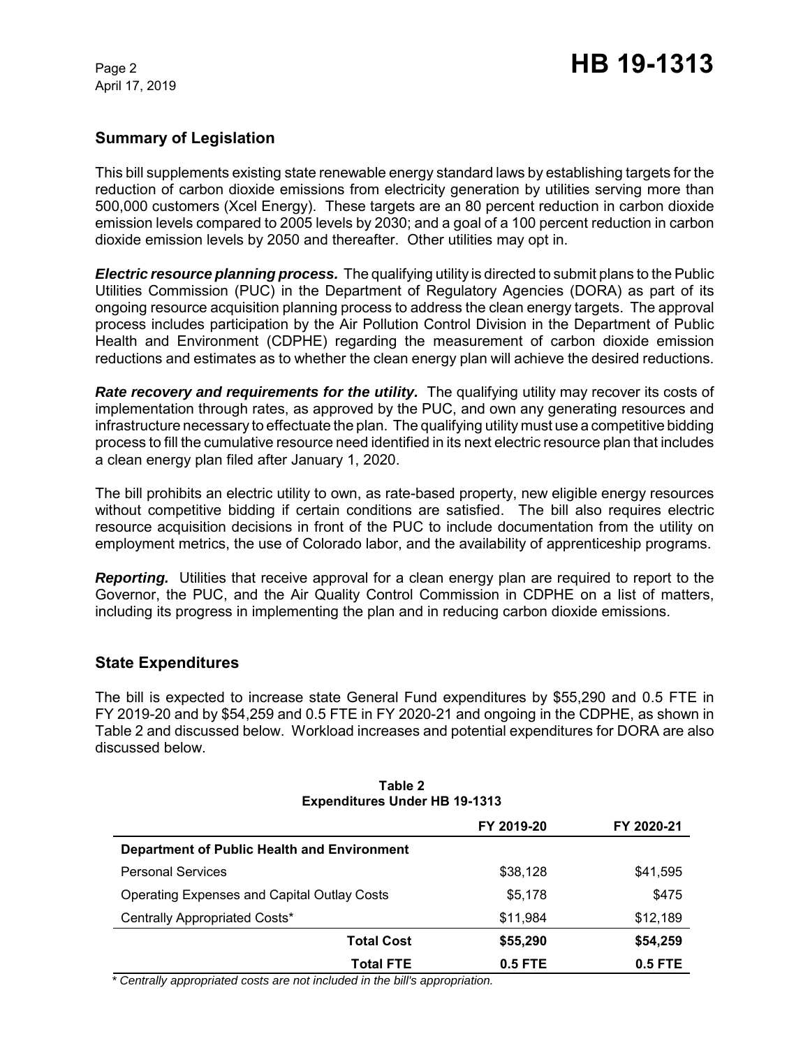## Summary of Legislation

This bill supplements existing state renewable energy standard laws by establishing targets for the reduction of carbon dioxide emissions from electricity generation by utilities serving more than 500,000 customers (Xcel Energy). These targets are an 80 percent reduction in carbon dioxide emission levels compared to 2005 levels by 2030; and a goal of a 100 percent reduction in carbon dioxide emission levels by 2050 and thereafter. Other utilities may opt in.

***Electric resource planning process.*** The qualifying utility is directed to submit plans to the Public Utilities Commission (PUC) in the Department of Regulatory Agencies (DORA) as part of its ongoing resource acquisition planning process to address the clean energy targets. The approval process includes participation by the Air Pollution Control Division in the Department of Public Health and Environment (CDPHE) regarding the measurement of carbon dioxide emission reductions and estimates as to whether the clean energy plan will achieve the desired reductions.

***Rate recovery and requirements for the utility.*** The qualifying utility may recover its costs of implementation through rates, as approved by the PUC, and own any generating resources and infrastructure necessary to effectuate the plan. The qualifying utility must use a competitive bidding process to fill the cumulative resource need identified in its next electric resource plan that includes a clean energy plan filed after January 1, 2020.

The bill prohibits an electric utility to own, as rate-based property, new eligible energy resources without competitive bidding if certain conditions are satisfied. The bill also requires electric resource acquisition decisions in front of the PUC to include documentation from the utility on employment metrics, the use of Colorado labor, and the availability of apprenticeship programs.

***Reporting.*** Utilities that receive approval for a clean energy plan are required to report to the Governor, the PUC, and the Air Quality Control Commission in CDPHE on a list of matters, including its progress in implementing the plan and in reducing carbon dioxide emissions.

## State Expenditures

The bill is expected to increase state General Fund expenditures by $55,290 and 0.5 FTE in FY 2019-20 and by $54,259 and 0.5 FTE in FY 2020-21 and ongoing in the CDPHE, as shown in Table 2 and discussed below. Workload increases and potential expenditures for DORA are also discussed below.

**Table 2**
**Expenditures Under HB 19-1313**

| | FY 2019-20 | FY 2020-21 |
|---|---|---|
| **Department of Public Health and Environment** | | |
| Personal Services | $38,128 | $41,595 |
| Operating Expenses and Capital Outlay Costs | $5,178 | $475 |
| Centrally Appropriated Costs* | $11,984 | $12,189 |
| **Total Cost** | **$55,290** | **$54,259** |
| **Total FTE** | **0.5 FTE** | **0.5 FTE** |

*\* Centrally appropriated costs are not included in the bill's appropriation.*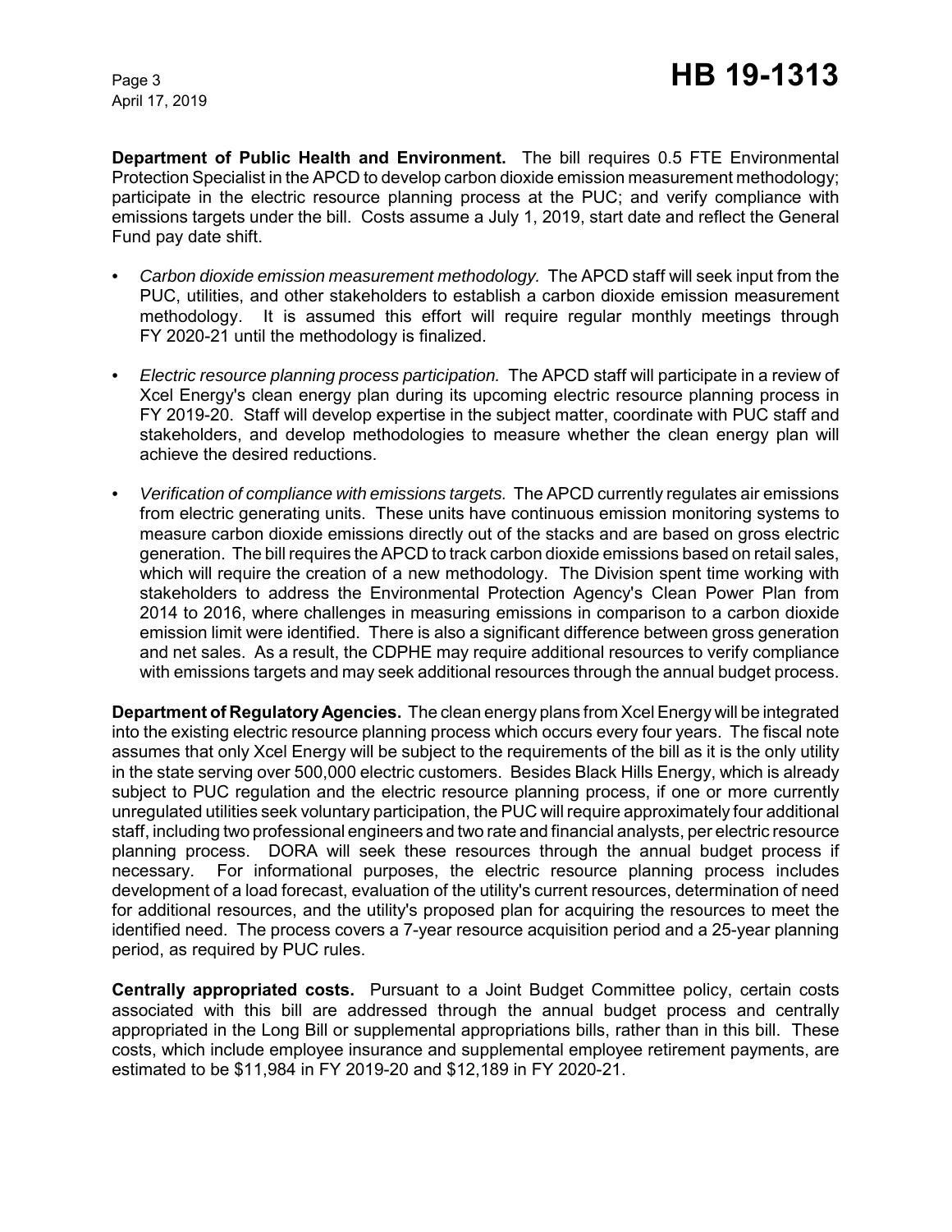**Department of Public Health and Environment.** The bill requires 0.5 FTE Environmental Protection Specialist in the APCD to develop carbon dioxide emission measurement methodology; participate in the electric resource planning process at the PUC; and verify compliance with emissions targets under the bill. Costs assume a July 1, 2019, start date and reflect the General Fund pay date shift.

- *Carbon dioxide emission measurement methodology.* The APCD staff will seek input from the PUC, utilities, and other stakeholders to establish a carbon dioxide emission measurement methodology. It is assumed this effort will require regular monthly meetings through FY 2020-21 until the methodology is finalized.
- *Electric resource planning process participation.* The APCD staff will participate in a review of Xcel Energy's clean energy plan during its upcoming electric resource planning process in FY 2019-20. Staff will develop expertise in the subject matter, coordinate with PUC staff and stakeholders, and develop methodologies to measure whether the clean energy plan will achieve the desired reductions.
- *Verification of compliance with emissions targets.* The APCD currently regulates air emissions from electric generating units. These units have continuous emission monitoring systems to measure carbon dioxide emissions directly out of the stacks and are based on gross electric generation. The bill requires the APCD to track carbon dioxide emissions based on retail sales, which will require the creation of a new methodology. The Division spent time working with stakeholders to address the Environmental Protection Agency's Clean Power Plan from 2014 to 2016, where challenges in measuring emissions in comparison to a carbon dioxide emission limit were identified. There is also a significant difference between gross generation and net sales. As a result, the CDPHE may require additional resources to verify compliance with emissions targets and may seek additional resources through the annual budget process.

**Department of Regulatory Agencies.** The clean energy plans from Xcel Energy will be integrated into the existing electric resource planning process which occurs every four years. The fiscal note assumes that only Xcel Energy will be subject to the requirements of the bill as it is the only utility in the state serving over 500,000 electric customers. Besides Black Hills Energy, which is already subject to PUC regulation and the electric resource planning process, if one or more currently unregulated utilities seek voluntary participation, the PUC will require approximately four additional staff, including two professional engineers and two rate and financial analysts, per electric resource planning process. DORA will seek these resources through the annual budget process if necessary. For informational purposes, the electric resource planning process includes development of a load forecast, evaluation of the utility's current resources, determination of need for additional resources, and the utility's proposed plan for acquiring the resources to meet the identified need. The process covers a 7-year resource acquisition period and a 25-year planning period, as required by PUC rules.

**Centrally appropriated costs.** Pursuant to a Joint Budget Committee policy, certain costs associated with this bill are addressed through the annual budget process and centrally appropriated in the Long Bill or supplemental appropriations bills, rather than in this bill. These costs, which include employee insurance and supplemental employee retirement payments, are estimated to be $11,984 in FY 2019-20 and $12,189 in FY 2020-21.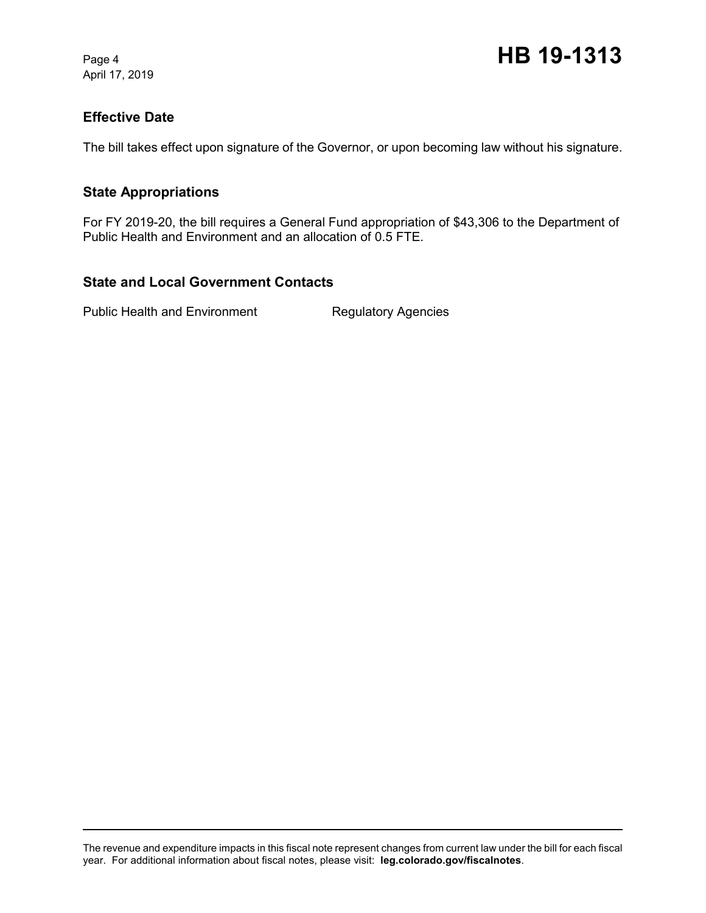## Effective Date

The bill takes effect upon signature of the Governor, or upon becoming law without his signature.

## State Appropriations

For FY 2019-20, the bill requires a General Fund appropriation of $43,306 to the Department of Public Health and Environment and an allocation of 0.5 FTE.

## State and Local Government Contacts

Public Health and Environment        Regulatory Agencies

The revenue and expenditure impacts in this fiscal note represent changes from current law under the bill for each fiscal year. For additional information about fiscal notes, please visit: **leg.colorado.gov/fiscalnotes**.